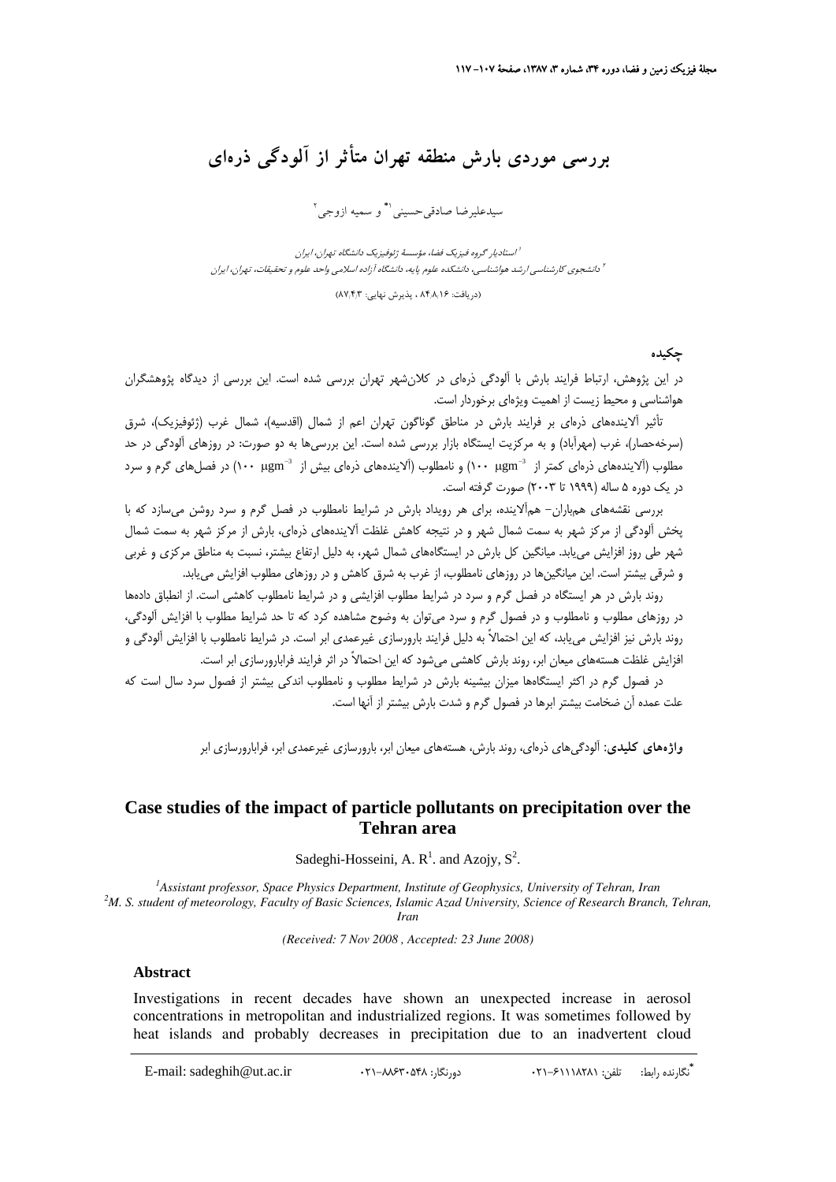# بررسی موردی بارش منطقه تهران متأثر از آلودگی ذره‌ای

سیدعلیرضا صادقی‌حسینی[1*] و سمیه ازوجی[2]

[1] استادیار گروه فیزیک فضا، مؤسسهٔ ژئوفیزیک دانشگاه تهران، ایران

[2] دانشجوی کارشناسی ارشد هواشناسی، دانشکده علوم پایه، دانشگاه آزاده اسلامی واحد علوم و تحقیقات، تهران، ایران

(دریافت: ۸۴/۸/۱۶ ، پذیرش نهایی: ۸۷/۴/۳)

## چکیده

در این پژوهش، ارتباط فرایند بارش با آلودگی ذره‌ای در کلان‌شهر تهران بررسی شده است. این بررسی از دیدگاه پژوهشگران هواشناسی و محیط زیست از اهمیت ویژه‌ای برخوردار است.

تأثیر آلاینده‌های ذره‌ای بر فرایند بارش در مناطق گوناگون تهران اعم از شمال (اقدسیه)، شمال غرب (ژئوفیزیک)، شرق (سرخه‌حصار)، غرب (مهرآباد) و به مرکزیت ایستگاه بازار بررسی شده است. این بررسی‌ها به دو صورت: در روزهای آلودگی در حد مطلوب (آلاینده‌های ذره‌ای کمتر از $100\ \mu gm^{-3}$) و نامطلوب (آلاینده‌های ذره‌ای بیش از $100\ \mu gm^{-3}$) در فصل‌های گرم و سرد در یک دوره ۵ ساله (۱۹۹۹ تا ۲۰۰۳) صورت گرفته است.

بررسی نقشه‌های هم‌باران– هم‌آلاینده، برای هر رویداد بارش در شرایط نامطلوب در فصل گرم و سرد روشن می‌سازد که با پخش آلودگی از مرکز شهر به سمت شمال شهر و در نتیجه کاهش غلظت آلاینده‌های ذره‌ای، بارش از مرکز شهر به سمت شمال شهر طی روز افزایش می‌یابد. میانگین کل بارش در ایستگاه‌های شمال شهر، به دلیل ارتفاع بیشتر، نسبت به مناطق مرکزی و غربی و شرقی بیشتر است. این میانگین‌ها در روزهای نامطلوب، از غرب به شرق کاهش و در روزهای مطلوب افزایش می‌یابد.

روند بارش در هر ایستگاه در فصل گرم و سرد در شرایط مطلوب افزایشی و در شرایط نامطلوب کاهشی است. از انطباق داده‌ها در روزهای مطلوب و نامطلوب و در فصول گرم و سرد می‌توان به وضوح مشاهده کرد که تا حد شرایط مطلوب با افزایش آلودگی، روند بارش نیز افزایش می‌یابد، که این احتمالاً به دلیل فرایند بارورسازی غیرعمدی ابر است. در شرایط نامطلوب با افزایش آلودگی و افزایش غلظت هسته‌های میعان ابر، روند بارش کاهشی می‌شود که این احتمالاً در اثر فرایند فرابارورسازی ابر است.

در فصول گرم در اکثر ایستگاه‌ها میزان بیشینه بارش در شرایط مطلوب و نامطلوب اندکی بیشتر از فصول سرد سال است که علت عمده آن ضخامت بیشتر ابرها در فصول گرم و شدت بارش بیشتر از آنها است.

**واژه‌های کلیدی**: آلودگی‌های ذره‌ای، روند بارش، هسته‌های میعان ابر، بارورسازی غیرعمدی ابر، فرابارورسازی ابر

# Case studies of the impact of particle pollutants on precipitation over the Tehran area

Sadeghi-Hosseini, A. R[1]. and Azojy, S[2].

[1]*Assistant professor, Space Physics Department, Institute of Geophysics, University of Tehran, Iran*

[2]*M. S. student of meteorology, Faculty of Basic Sciences, Islamic Azad University, Science of Research Branch, Tehran, Iran*

*(Received: 7 Nov 2008 , Accepted: 23 June 2008)*

## Abstract

Investigations in recent decades have shown an unexpected increase in aerosol concentrations in metropolitan and industrialized regions. It was sometimes followed by heat islands and probably decreases in precipitation due to an inadvertent cloud

---

*نگارنده رابط: تلفن: ۰۲۱-۶۱۱۱۸۲۸۱ دورنگار: ۰۲۱-۸۸۶۳۰۵۴۸ E-mail: sadeghih@ut.ac.ir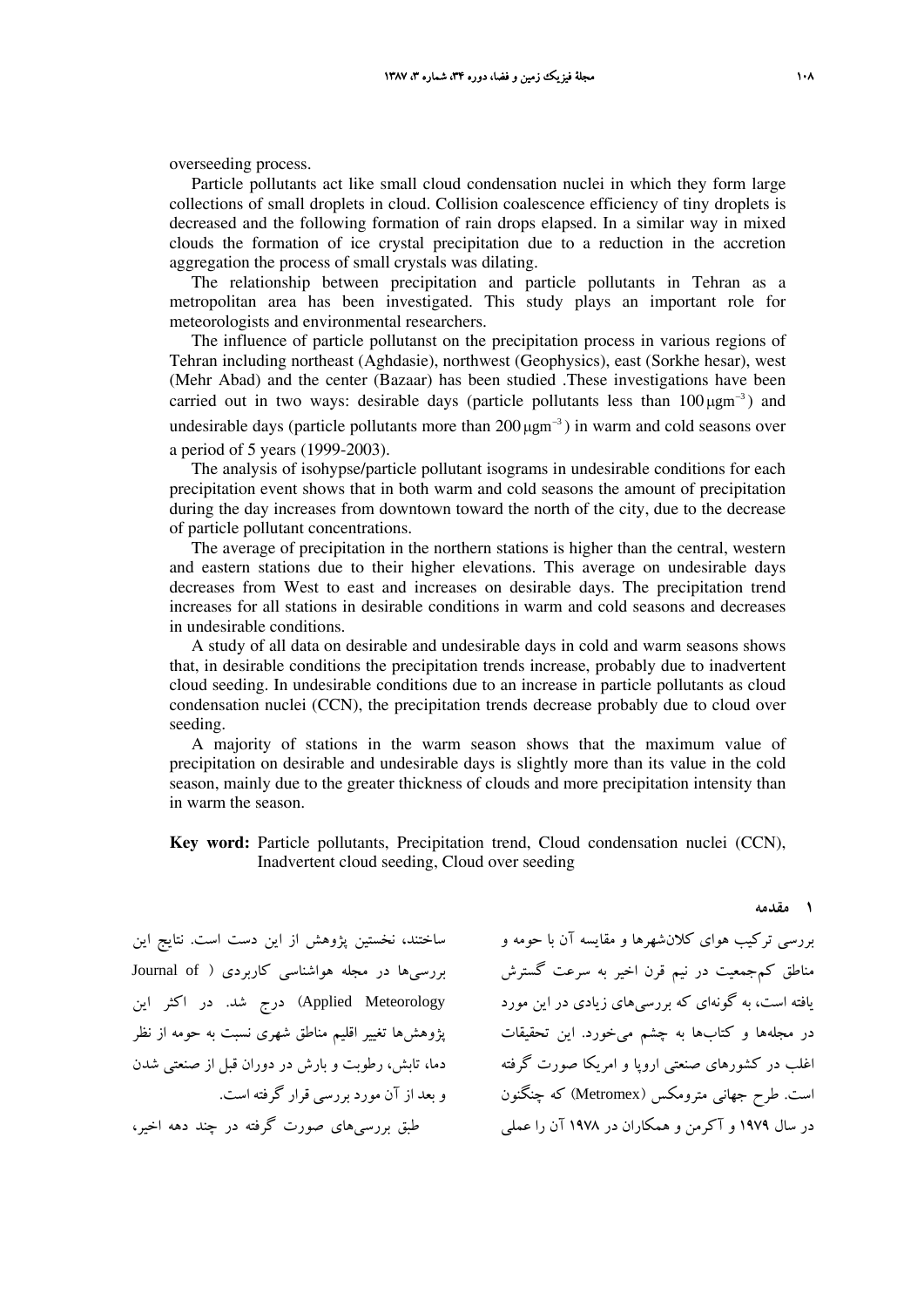overseeding process.

Particle pollutants act like small cloud condensation nuclei in which they form large collections of small droplets in cloud. Collision coalescence efficiency of tiny droplets is decreased and the following formation of rain drops elapsed. In a similar way in mixed clouds the formation of ice crystal precipitation due to a reduction in the accretion aggregation the process of small crystals was dilating.

The relationship between precipitation and particle pollutants in Tehran as a metropolitan area has been investigated. This study plays an important role for meteorologists and environmental researchers.

The influence of particle pollutanst on the precipitation process in various regions of Tehran including northeast (Aghdasie), northwest (Geophysics), east (Sorkhe hesar), west (Mehr Abad) and the center (Bazaar) has been studied .These investigations have been carried out in two ways: desirable days (particle pollutants less than $100\,\mu gm^{-3}$) and undesirable days (particle pollutants more than $200\,\mu gm^{-3}$) in warm and cold seasons over a period of 5 years (1999-2003).

The analysis of isohypse/particle pollutant isograms in undesirable conditions for each precipitation event shows that in both warm and cold seasons the amount of precipitation during the day increases from downtown toward the north of the city, due to the decrease of particle pollutant concentrations.

The average of precipitation in the northern stations is higher than the central, western and eastern stations due to their higher elevations. This average on undesirable days decreases from West to east and increases on desirable days. The precipitation trend increases for all stations in desirable conditions in warm and cold seasons and decreases in undesirable conditions.

A study of all data on desirable and undesirable days in cold and warm seasons shows that, in desirable conditions the precipitation trends increase, probably due to inadvertent cloud seeding. In undesirable conditions due to an increase in particle pollutants as cloud condensation nuclei (CCN), the precipitation trends decrease probably due to cloud over seeding.

A majority of stations in the warm season shows that the maximum value of precipitation on desirable and undesirable days is slightly more than its value in the cold season, mainly due to the greater thickness of clouds and more precipitation intensity than in warm the season.

**Key word:** Particle pollutants, Precipitation trend, Cloud condensation nuclei (CCN), Inadvertent cloud seeding, Cloud over seeding

## ۱ مقدمه

بررسی ترکیب هوای کلان‌شهرها و مقایسه آن با حومه و مناطق کم‌جمعیت در نیم قرن اخیر به سرعت گسترش یافته است، به گونه‌ای که بررسی‌های زیادی در این مورد در مجله‌ها و کتاب‌ها به چشم می‌خورد. این تحقیقات اغلب در کشورهای صنعتی اروپا و امریکا صورت گرفته است. طرح جهانی مترومکس (Metromex) که چنگنون در سال ۱۹۷۹ و آکرمن و همکاران در ۱۹۷۸ آن را عملی ساختند، نخستین پژوهش از این دست است. نتایج این بررسی‌ها در مجله هواشناسی کاربردی (Journal of Applied Meteorology) درج شد. در اکثر این پژوهش‌ها تغییر اقلیم مناطق شهری نسبت به حومه از نظر دما، تابش، رطوبت و بارش در دوران قبل از صنعتی شدن و بعد از آن مورد بررسی قرار گرفته است.

طبق بررسی‌های صورت گرفته در چند دهه اخیر،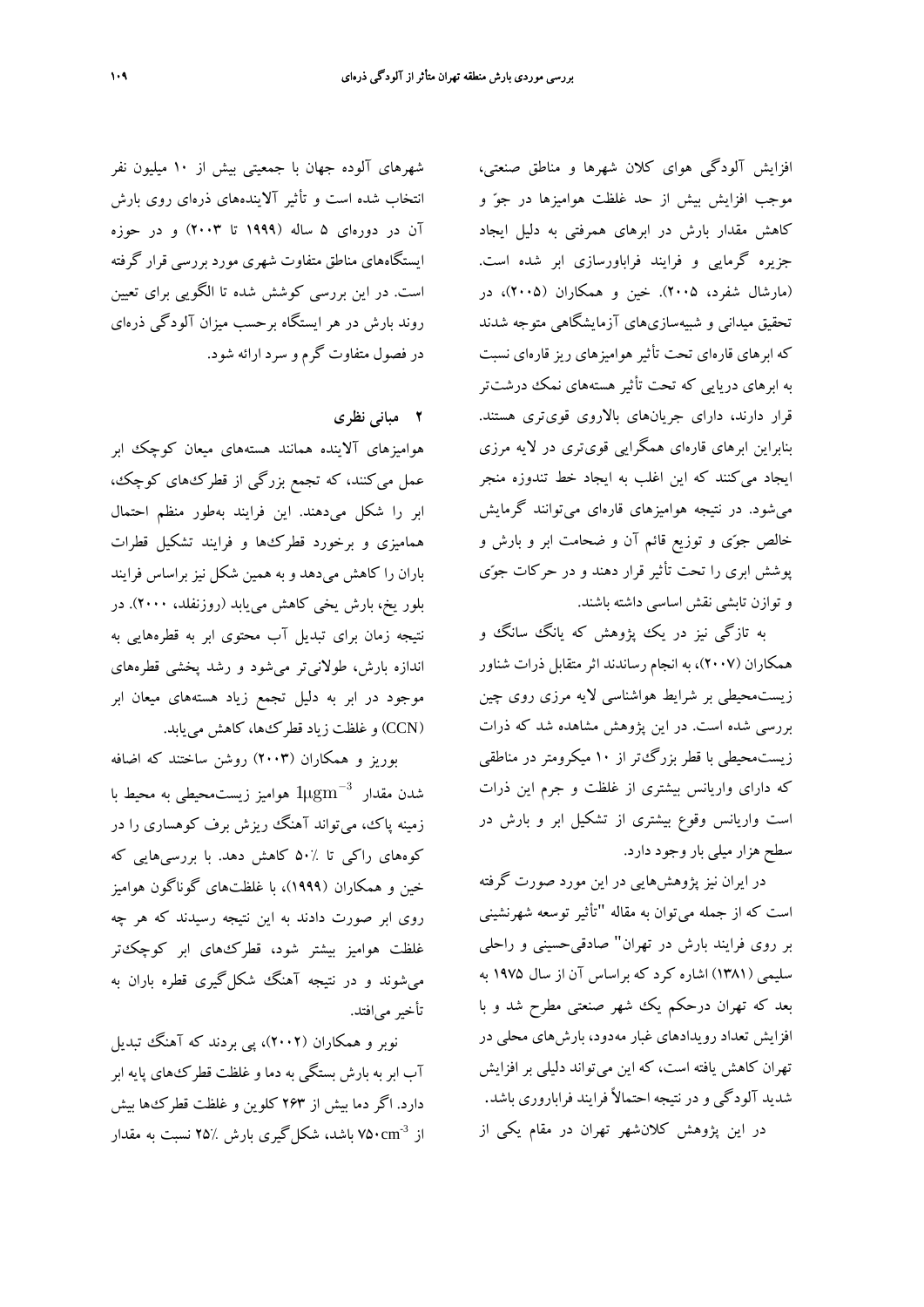افزایش آلودگی هوای کلان شهرها و مناطق صنعتی، موجب افزایش بیش از حد غلظت هوامیزها در جوّ و کاهش مقدار بارش در ابرهای همرفتی به دلیل ایجاد جزیره گرمایی و فرایند فراباورسازی ابر شده است. (مارشال شفرد، ۲۰۰۵). خین و همکاران (۲۰۰۵)، در تحقیق میدانی و شبیه‌سازی‌های آزمایشگاهی متوجه شدند که ابرهای قاره‌ای تحت تأثیر هوامیزهای ریز قاره‌ای نسبت به ابرهای دریایی که تحت تأثیر هسته‌های نمک درشت‌تر قرار دارند، دارای جریان‌های بالاروی قوی‌تری هستند. بنابراین ابرهای قاره‌ای همگرایی قوی‌تری در لایه مرزی ایجاد می‌کنند که این اغلب به ایجاد خط تندوزه منجر می‌شود. در نتیجه هوامیزهای قاره‌ای می‌توانند گرمایش خالص جوّی و توزیع قائم آن و ضخامت ابر و بارش و پوشش ابری را تحت تأثیر قرار دهند و در حرکات جوّی و توازن تابشی نقش اساسی داشته باشند.

به تازگی نیز در یک پژوهش که یانگ سانگ و همکاران (۲۰۰۷)، به انجام رساندند اثر متقابل ذرات شناور زیست‌محیطی بر شرایط هواشناسی لایه مرزی روی چین بررسی شده است. در این پژوهش مشاهده شد که ذرات زیست‌محیطی با قطر بزرگ‌تر از ۱۰ میکرومتر در مناطقی که دارای واریانس بیشتری از غلظت و جرم این ذرات است واریانس وقوع بیشتری از تشکیل ابر و بارش در سطح هزار میلی بار وجود دارد.

در ایران نیز پژوهش‌هایی در این مورد صورت گرفته است که از جمله می‌توان به مقاله "تأثیر توسعه شهرنشینی بر روی فرایند بارش در تهران" صادقی‌حسینی و راحلی سلیمی (۱۳۸۱) اشاره کرد که براساس آن از سال ۱۹۷۵ به بعد که تهران درحکم یک شهر صنعتی مطرح شد و با افزایش تعداد رویدادهای غبار مه‌دود، بارش‌های محلی در تهران کاهش یافته است، که این می‌تواند دلیلی بر افزایش شدید آلودگی و در نتیجه احتمالاً فرایند فرابارور‌ی باشد.

در این پژوهش کلان‌شهر تهران در مقام یکی از شهرهای آلوده جهان با جمعیتی بیش از ۱۰ میلیون نفر انتخاب شده است و تأثیر آلاینده‌های ذره‌ای روی بارش آن در دوره‌ای ۵ ساله (۱۹۹۹ تا ۲۰۰۳) و در حوزه ایستگاه‌های مناطق شهری متفاوت مورد بررسی قرار گرفته است. در این بررسی کوشش شده تا الگویی برای تعیین روند بارش در هر ایستگاه برحسب میزان آلودگی ذره‌ای در فصول متفاوت گرم و سرد ارائه شود.

## ۲ مبانی نظری

هوامیزهای آلاینده همانند هسته‌های میعان کوچک ابر عمل می‌کنند، که تجمع بزرگی از قطرک‌های کوچک، ابر را شکل می‌دهند. این فرایند به‌طور منظم احتمال همامیزی و برخورد قطرک‌ها و فرایند تشکیل قطرات باران را کاهش می‌دهد و به همین شکل نیز براساس فرایند بلور یخ، بارش یخی کاهش می‌یابد (روزنفلد، ۲۰۰۰). در نتیجه زمان برای تبدیل آب محتوی ابر به قطره‌هایی به اندازه بارش، طولانی‌تر می‌شود و رشد پخشی قطره‌های موجود در ابر به دلیل تجمع زیاد هسته‌های میعان ابر (CCN) و غلظت زیاد قطرک‌ها، کاهش می‌یابد.

بوریز و همکاران (۲۰۰۳) روشن ساختند که اضافه شدن مقدار $1\mu gm^{-3}$ هوامیز زیست‌محیطی به محیط با زمینه پاک، می‌تواند آهنگ ریزش برف کوهساری را در کوه‌های راکی تا ٪۵۰ کاهش دهد. با بررسی‌هایی که خین و همکاران (۱۹۹۹)، با غلظت‌های گوناگون هوامیز روی ابر صورت دادند به این نتیجه رسیدند که هر چه غلظت هوامیز بیشتر شود، قطرک‌های ابر کوچک‌تر می‌شوند و در نتیجه آهنگ شکل‌گیری قطره باران به تأخیر می‌افتد.

نوبر و همکاران (۲۰۰۲)، پی بردند که آهنگ تبدیل آب ابر به بارش بستگی به دما و غلظت قطرک‌های پایه ابر دارد. اگر دما بیش از ۲۶۳ کلوین و غلظت قطرک‌ها بیش از $750 cm^{-3}$ باشد، شکل‌گیری بارش ٪۲۵ نسبت به مقدار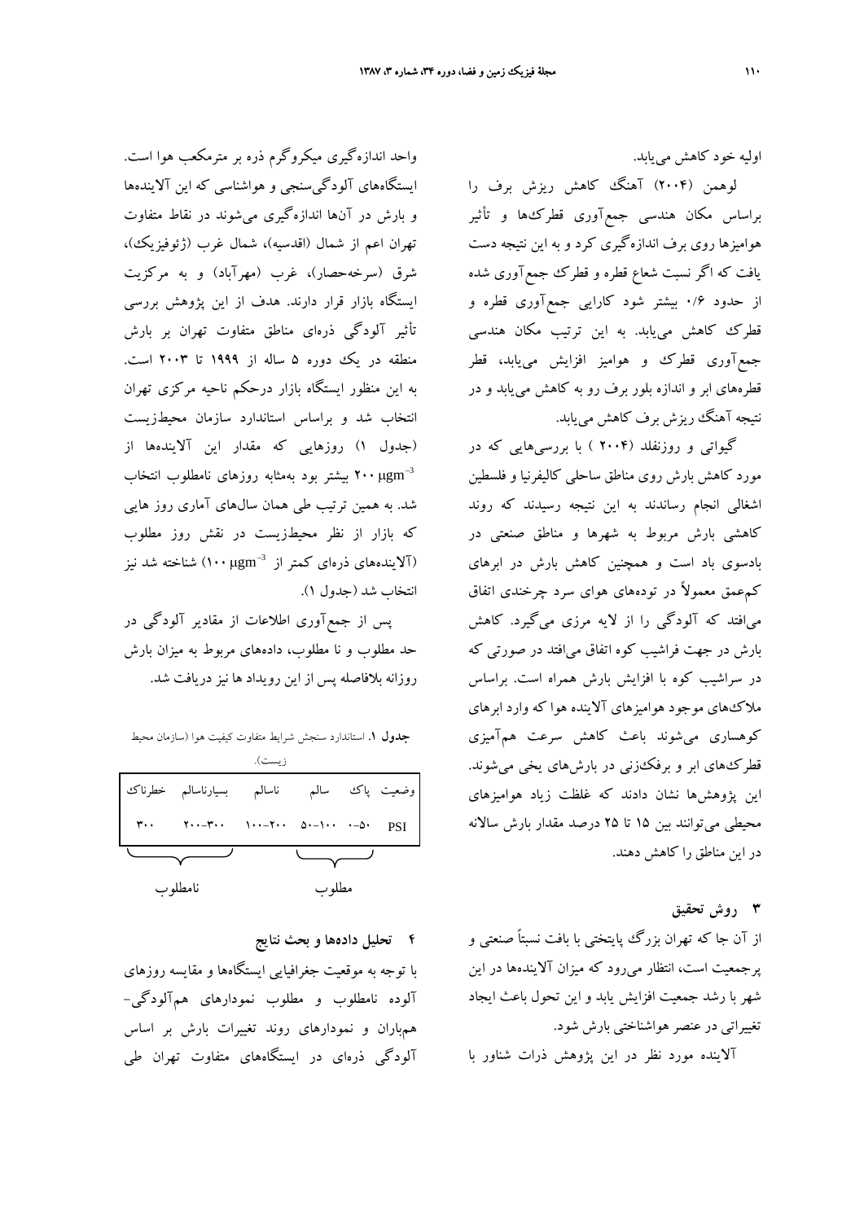اولیه خود کاهش می‌یابد.

لوهمن (۲۰۰۴) آهنگ کاهش ریزش برف را براساس مکان هندسی جمع‌آوری قطرک‌ها و تأثیر هوامیزها روی برف اندازه‌گیری کرد و به این نتیجه دست یافت که اگر نسبت شعاع قطره و قطرک جمع‌آوری شده از حدود ۰/۶ بیشتر شود کارایی جمع‌آوری قطره و قطرک کاهش می‌یابد. به این ترتیب مکان هندسی جمع‌آوری قطرک و هوامیز افزایش می‌یابد، قطر قطره‌های ابر و اندازه بلور برف رو به کاهش می‌یابد و در نتیجه آهنگ ریزش برف کاهش می‌یابد.

گیواتی و روزنفلد (۲۰۰۴ ) با بررسی‌هایی که در مورد کاهش بارش روی مناطق ساحلی کالیفرنیا و فلسطین اشغالی انجام رساندند به این نتیجه رسیدند که روند کاهشی بارش مربوط به شهرها و مناطق صنعتی در بادسوی باد است و همچنین کاهش بارش در ابرهای کم‌عمق معمولاً در توده‌های هوای سرد چرخندی اتفاق می‌افتد که آلودگی را از لایه مرزی می‌گیرد. کاهش بارش در جهت فراشیب کوه اتفاق می‌افتد در صورتی که در سراشیب کوه با افزایش بارش همراه است. براساس ملاک‌های موجود هوامیزهای آلاینده هوا که وارد ابرهای کوهساری می‌شوند باعث کاهش سرعت هم‌آمیزی قطرک‌های ابر و برفک‌زنی در بارش‌های یخی می‌شوند. این پژوهش‌ها نشان دادند که غلظت زیاد هوامیزهای محیطی می‌توانند بین ۱۵ تا ۲۵ درصد مقدار بارش سالانه در این مناطق را کاهش دهند.

## ۳ روش تحقیق

از آن جا که تهران بزرگ پایتختی با بافت نسبتاً صنعتی و پرجمعیت است، انتظار می‌رود که میزان آلاینده‌ها در این شهر با رشد جمعیت افزایش یابد و این تحول باعث ایجاد تغییراتی در عنصر هواشناختی بارش شود.

آلاینده مورد نظر در این پژوهش ذرات شناور با واحد اندازه‌گیری میکروگرم ذره بر مترمکعب هوا است. ایستگاه‌های آلودگی‌سنجی و هواشناسی که این آلاینده‌ها و بارش در آن‌ها اندازه‌گیری می‌شوند در نقاط متفاوت تهران اعم از شمال (اقدسیه)، شمال غرب (ژئوفیزیک)، شرق (سرخه‌حصار)، غرب (مهرآباد) و به مرکزیت ایستگاه بازار قرار دارند. هدف از این پژوهش بررسی تأثیر آلودگی ذره‌ای مناطق متفاوت تهران بر بارش منطقه در یک دوره ۵ ساله از ۱۹۹۹ تا ۲۰۰۳ است. به این منظور ایستگاه بازار درحکم ناحیه مرکزی تهران انتخاب شد و براساس استاندارد سازمان محیط‌زیست (جدول ۱) روزهایی که مقدار این آلاینده‌ها از $200\ \mu gm^{-3}$ بیشتر بود به‌مثابه روزهای نامطلوب انتخاب شد. به همین ترتیب طی همان سال‌های آماری روز هایی که بازار از نظر محیط‌زیست در نقش روز مطلوب (آلاینده‌های ذره‌ای کمتر از $100\ \mu gm^{-3}$) شناخته شد نیز انتخاب شد (جدول ۱).

پس از جمع‌آوری اطلاعات از مقادیر آلودگی در حد مطلوب و نا مطلوب، داده‌های مربوط به میزان بارش روزانه بلافاصله پس از این رویداد ها نیز دریافت شد.

**جدول ۱.** استاندارد سنجش شرایط متفاوت کیفیت هوا (سازمان محیط زیست).

| وضعیت | پاک | سالم | ناسالم | بسیارناسالم | خطرناک |
|---|---|---|---|---|---|
| PSI | ۵۰-۰ | ۱۰۰-۵۰ | ۲۰۰-۱۰۰ | ۳۰۰-۲۰۰ | ۳۰۰ |
| | مطلوب | | | نامطلوب | |

## ۴ تحلیل داده‌ها و بحث نتایج

با توجه به موقعیت جغرافیایی ایستگاه‌ها و مقایسه روزهای آلوده نامطلوب و مطلوب نمودارهای هم‌آلودگی- هم‌باران و نمودارهای روند تغییرات بارش بر اساس آلودگی ذره‌ای در ایستگاه‌های متفاوت تهران طی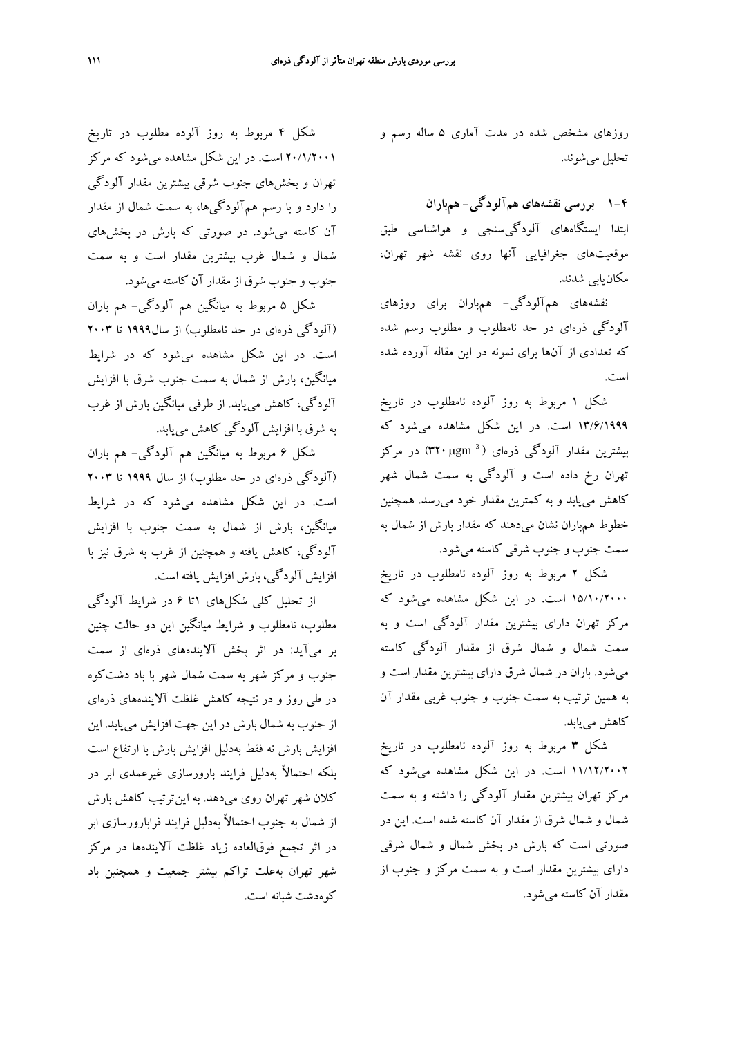روزهای مشخص شده در مدت آماری ۵ ساله رسم و تحلیل می‌شوند.

### ۴-۱ بررسی نقشه‌های هم‌آلودگی- هم‌باران

ابتدا ایستگاه‌های آلودگی‌سنجی و هواشناسی طبق موقعیت‌های جغرافیایی آنها روی نقشه شهر تهران، مکان‌یابی شدند.

نقشه‌های هم‌آلودگی- هم‌باران برای روزهای آلودگی ذره‌ای در حد نامطلوب و مطلوب رسم شده که تعدادی از آن‌ها برای نمونه در این مقاله آورده شده است.

شکل ۱ مربوط به روز آلوده نامطلوب در تاریخ ۱۳/۶/۱۹۹۹ است. در این شکل مشاهده می‌شود که بیشترین مقدار آلودگی ذره‌ای ($۳۲۰\ \mu gm^{-3}$) در مرکز تهران رخ داده است و آلودگی به سمت شمال شهر کاهش می‌یابد و به کمترین مقدار خود می‌رسد. همچنین خطوط هم‌باران نشان می‌دهند که مقدار بارش از شمال به سمت جنوب و جنوب شرقی کاسته می‌شود.

شکل ۲ مربوط به روز آلوده نامطلوب در تاریخ ۱۵/۱۰/۲۰۰۰ است. در این شکل مشاهده می‌شود که مرکز تهران دارای بیشترین مقدار آلودگی است و به سمت شمال و شمال شرق از مقدار آلودگی کاسته می‌شود. باران در شمال شرق دارای بیشترین مقدار است و به همین ترتیب به سمت جنوب و جنوب غربی مقدار آن کاهش می‌یابد.

شکل ۳ مربوط به روز آلوده نامطلوب در تاریخ ۱۱/۱۲/۲۰۰۲ است. در این شکل مشاهده می‌شود که مرکز تهران بیشترین مقدار آلودگی را داشته و به سمت شمال و شمال شرق از مقدار آن کاسته شده است. این در صورتی است که بارش در بخش شمال و شمال شرقی دارای بیشترین مقدار است و به سمت مرکز و جنوب از مقدار آن کاسته می‌شود.

شکل ۴ مربوط به روز آلوده مطلوب در تاریخ ۲۰/۱/۲۰۰۱ است. در این شکل مشاهده می‌شود که مرکز تهران و بخش‌های جنوب شرقی بیشترین مقدار آلودگی را دارد و با رسم هم‌آلودگی‌ها، به سمت شمال از مقدار آن کاسته می‌شود. در صورتی که بارش در بخش‌های شمال و شمال غرب بیشترین مقدار است و به سمت جنوب و جنوب شرق از مقدار آن کاسته می‌شود.

شکل ۵ مربوط به میانگین هم آلودگی- هم باران (آلودگی ذره‌ای در حد نامطلوب) از سال۱۹۹۹ تا ۲۰۰۳ است. در این شکل مشاهده می‌شود که در شرایط میانگین، بارش از شمال به سمت جنوب شرق با افزایش آلودگی، کاهش می‌یابد. از طرفی میانگین بارش از غرب به شرق با افزایش آلودگی کاهش می‌یابد.

شکل ۶ مربوط به میانگین هم آلودگی- هم باران (آلودگی ذره‌ای در حد مطلوب) از سال ۱۹۹۹ تا ۲۰۰۳ است. در این شکل مشاهده می‌شود که در شرایط میانگین، بارش از شمال به سمت جنوب با افزایش آلودگی، کاهش یافته و همچنین از غرب به شرق نیز با افزایش آلودگی، بارش افزایش یافته است.

از تحلیل کلی شکل‌های ۱تا ۶ در شرایط آلودگی مطلوب، نامطلوب و شرایط میانگین این دو حالت چنین بر می‌آید: در اثر پخش آلاینده‌های ذره‌ای از سمت جنوب و مرکز شهر به سمت شمال شهر با باد دشت‌کوه در طی روز و در نتیجه کاهش غلظت آلاینده‌های ذره‌ای از جنوب به شمال بارش در این جهت افزایش می‌یابد. این افزایش بارش نه فقط به‌دلیل افزایش بارش با ارتفاع است بلکه احتمالاً به‌دلیل فرایند بارورسازی غیرعمدی ابر در کلان شهر تهران روی می‌دهد. به این‌ترتیب کاهش بارش از شمال به جنوب احتمالاً به‌دلیل فرایند فرابارورسازی ابر در اثر تجمع فوق‌العاده زیاد غلظت آلاینده‌ها در مرکز شهر تهران به‌علت تراکم بیشتر جمعیت و همچنین باد کوه‌دشت شبانه است.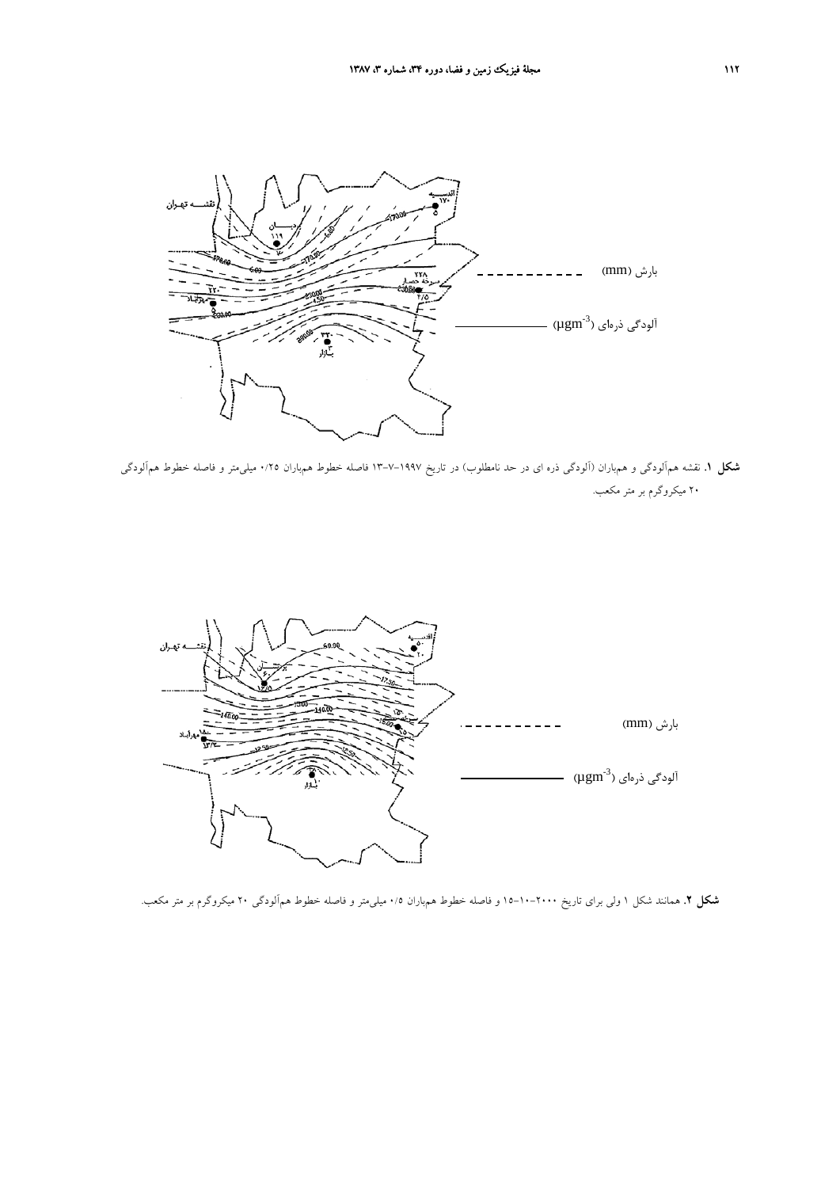**شکل ۱.** نقشه هم‌آلودگی و هم‌باران (آلودگی ذره ای در حد نامطلوب) در تاریخ ۱۹۹۷-۷-۱۳ فاصله خطوط هم‌باران ۰/۲۵ میلی‌متر و فاصله خطوط هم‌آلودگی ۲۰ میکروگرم بر متر مکعب.

**شکل ۲.** همانند شکل ۱ ولی برای تاریخ ۲۰۰۰-۱۰-۱۵ و فاصله خطوط هم‌باران ۰/۵ میلی‌متر و فاصله خطوط هم‌آلودگی ۲۰ میکروگرم بر متر مکعب.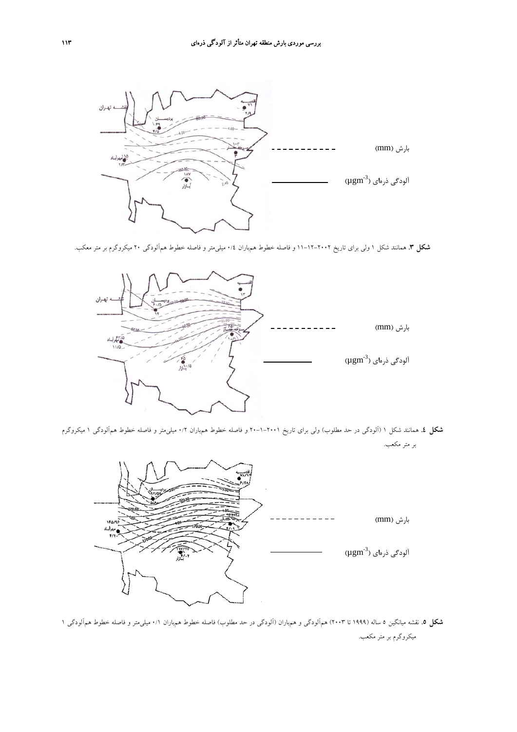بارش (mm) - - - - - - - - - - -

آلودگی ذره‌ای ($\mu gm^{-3}$) ————

**شکل ۳.** همانند شکل ۱ ولی برای تاریخ ۲۰۰۲-۱۲-۱۱ و فاصله خطوط هم‌باران ۰/۴ میلی‌متر و فاصله خطوط هم‌آلودگی ۲۰ میکروگرم بر متر معکب.

بارش (mm) - - - - - - - - - - -

آلودگی ذره‌ای ($\mu gm^{-3}$) ————

**شکل ٤.** همانند شکل ۱ (آلودگی در حد مطلوب) ولی برای تاریخ ۲۰۰۱-۱-۲۰ و فاصله خطوط هم‌باران ۰/۲ میلی‌متر و فاصله خطوط هم‌آلودگی ۱ میکروگرم بر متر مکعب.

بارش (mm) - - - - - - - - - - -

آلودگی ذره‌ای ($\mu gm^{-3}$) ————

**شکل ٥.** نقشه میانگین ٥ ساله (۱۹۹۹ تا ۲۰۰۳) هم‌آلودگی و هم‌باران (آلودگی در حد مطلوب) فاصله خطوط هم‌باران ۰/۱ میلی‌متر و فاصله خطوط هم‌آلودگی ۱ میکروگرم بر متر مکعب.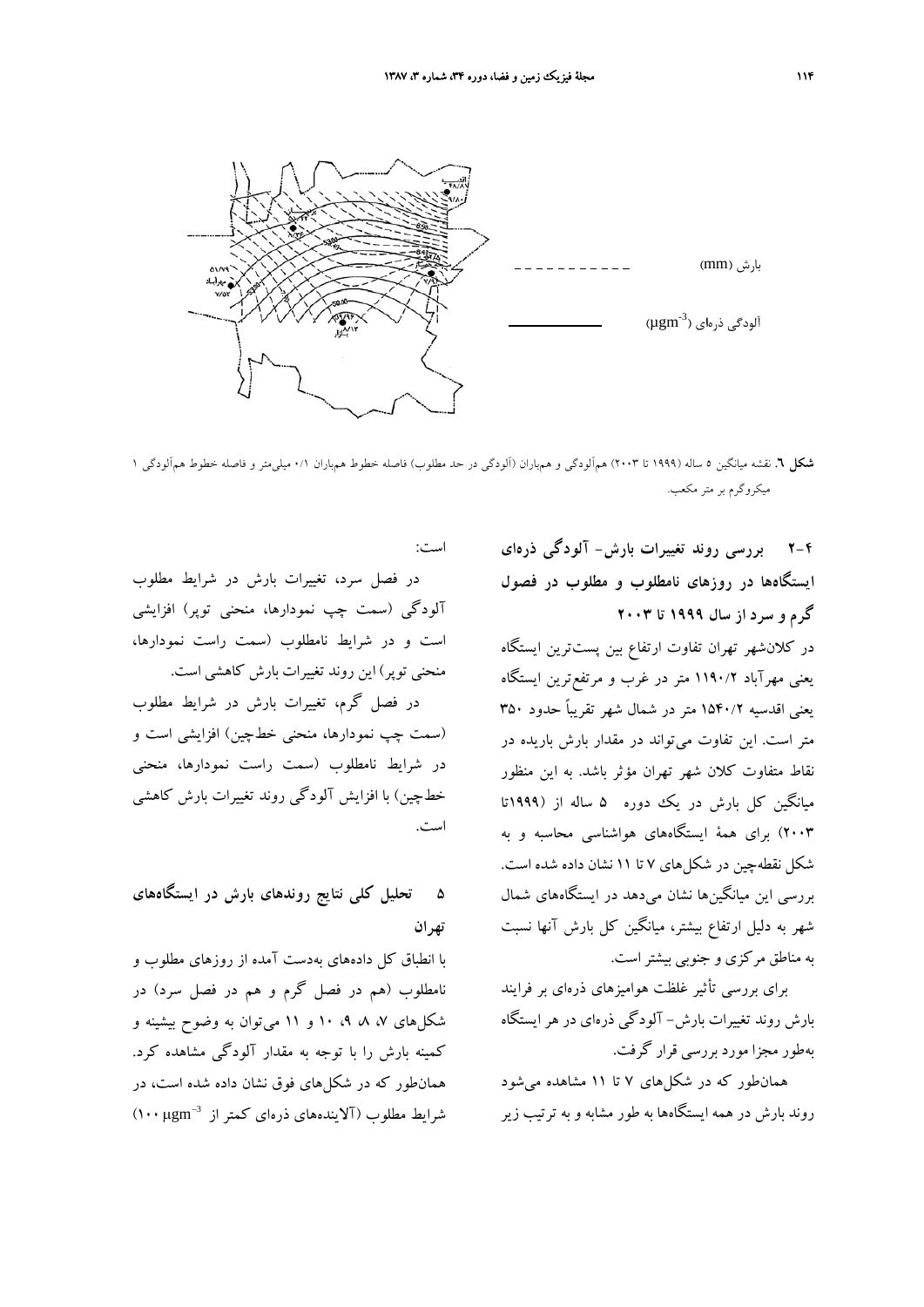بارش (mm)

آلودگی ذره‌ای ($\mu g m^{-3}$)

**شکل ٦.** نقشه میانگین ٥ ساله (١٩٩٩ تا ٢٠٠٣) هم‌آلودگی و هم‌باران (آلودگی در حد مطلوب) فاصله خطوط هم‌باران ٠/١ میلی‌متر و فاصله خطوط هم‌آلودگی ١ میکروگرم بر متر مکعب.

## ۴-۲ بررسی روند تغییرات بارش- آلودگی ذره‌ای ایستگاه‌ها در روزهای نامطلوب و مطلوب در فصول گرم و سرد از سال ۱۹۹۹ تا ۲۰۰۳

در کلانشهر تهران تفاوت ارتفاع بین پست‌ترین ایستگاه یعنی مهرآباد ۱۱۹۰/۲ متر در غرب و مرتفع‌ترین ایستگاه یعنی اقدسیه ۱۵۴۰/۲ متر در شمال شهر تقریباً حدود ۳۵۰ متر است. این تفاوت می‌تواند در مقدار بارش باریده در نقاط متفاوت کلان شهر تهران مؤثر باشد. به این منظور میانگین کل بارش در یک دوره ۵ ساله از (۱۹۹۹تا ۲۰۰۳) برای همهٔ ایستگاه‌های هواشناسی محاسبه و به شکل نقطه‌چین در شکل‌های ۷ تا ۱۱ نشان داده شده است. بررسی این میانگین‌ها نشان می‌دهد در ایستگاه‌های شمال شهر به دلیل ارتفاع بیشتر، میانگین کل بارش آنها نسبت به مناطق مرکزی و جنوبی بیشتر است.

برای بررسی تأثیر غلظت هوامیزهای ذره‌ای بر فرایند بارش روند تغییرات بارش- آلودگی ذره‌ای در هر ایستگاه به‌طور مجزا مورد بررسی قرار گرفت.

همان‌طور که در شکل‌های ۷ تا ۱۱ مشاهده می‌شود روند بارش در همه ایستگاه‌ها به طور مشابه و به ترتیب زیر است:

در فصل سرد، تغییرات بارش در شرایط مطلوب آلودگی (سمت چپ نمودارها، منحنی توپر) افزایشی است و در شرایط نامطلوب (سمت راست نمودارها، منحنی توپر) این روند تغییرات بارش کاهشی است.

در فصل گرم، تغییرات بارش در شرایط مطلوب (سمت چپ نمودارها، منحنی خط‌چین) افزایشی است و در شرایط نامطلوب (سمت راست نمودارها، منحنی خط‌چین) با افزایش آلودگی روند تغییرات بارش کاهشی است.

## ۵ تحلیل کلی نتایج روندهای بارش در ایستگاه‌های تهران

با انطباق کل داده‌های به‌دست آمده از روزهای مطلوب و نامطلوب (هم در فصل گرم و هم در فصل سرد) در شکل‌های ۷، ۸، ۹، ۱۰ و ۱۱ می‌توان به وضوح بیشینه و کمینه بارش را با توجه به مقدار آلودگی مشاهده کرد. همان‌طور که در شکل‌های فوق نشان داده شده است، در شرایط مطلوب (آلاینده‌های ذره‌ای کمتر از $100\ \mu g m^{-3}$)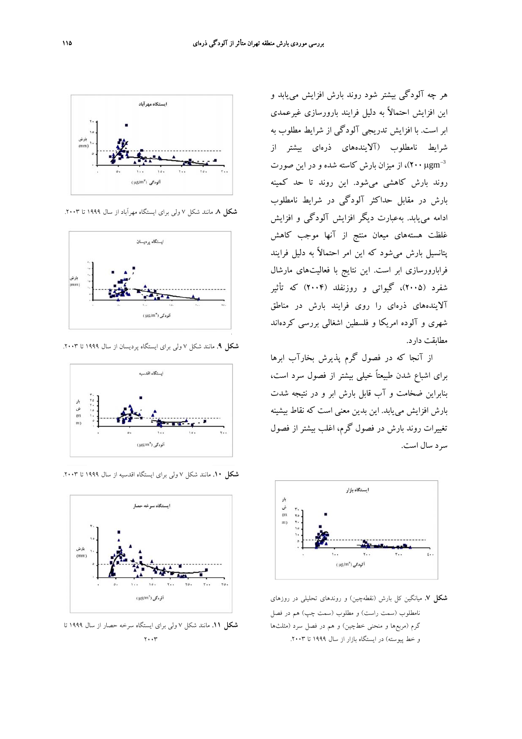هر چه آلودگی بیشتر شود روند بارش افزایش می‌یابد و این افزایش احتمالاً به دلیل فرایند بارورسازی غیرعمدی ابر است. با افزایش تدریجی آلودگی از شرایط مطلوب به شرایط نامطلوب (آلاینده‌های ذره‌ای بیشتر از $200\ \mu gm^{-3}$)، از میزان بارش کاسته شده و در این صورت روند بارش کاهشی می‌شود. این روند تا حد کمینه بارش در مقابل حداکثر آلودگی در شرایط نامطلوب ادامه می‌یابد. به‌عبارت دیگر افزایش آلودگی و افزایش غلظت هسته‌های میعان منتج از آنها موجب کاهش پتانسیل بارش می‌شود که این امر احتمالاً به دلیل فرایند فرابارورسازی ابر است. این نتایج با فعالیت‌های مارشال شفرد (۲۰۰۵)، گیواتی و روزنفلد (۲۰۰۴) که تأثیر آلاینده‌های ذره‌ای را روی فرایند بارش در مناطق شهری و آلوده امریکا و فلسطین اشغالی بررسی کرده‌اند مطابقت دارد.

از آنجا که در فصول گرم پذیرش بخارآب ابرها برای اشباع شدن طبیعتاً خیلی بیشتر از فصول سرد است، بنابراین ضخامت و آب قابل بارش ابر و در نتیجه شدت بارش افزایش می‌یابد. این بدین معنی است که نقاط بیشینه تغییرات روند بارش در فصول گرم، اغلب بیشتر از فصول سرد سال است.

**شکل ۷.** میانگین کل بارش (نقطه‌چین) و روندهای تحلیلی در روزهای نامطلوب (سمت راست) و مطلوب (سمت چپ) هم در فصل گرم (مربع‌ها و منحنی خط‌چین) و هم در فصل سرد (مثلث‌ها و خط پیوسته) در ایستگاه بازار از سال ۱۹۹۹ تا ۲۰۰۳.

**شکل ۸.** مانند شکل ۷ ولی برای ایستگاه مهرآباد از سال ۱۹۹۹ تا ۲۰۰۳.

**شکل ۹.** مانند شکل ۷ ولی برای ایستگاه پردیسان از سال ۱۹۹۹ تا ۲۰۰۳.

**شکل ۱۰.** مانند شکل ۷ ولی برای ایستگاه اقدسیه از سال ۱۹۹۹ تا ۲۰۰۳.

**شکل ۱۱.** مانند شکل ۷ ولی برای ایستگاه سرخه حصار از سال ۱۹۹۹ تا ۲۰۰۳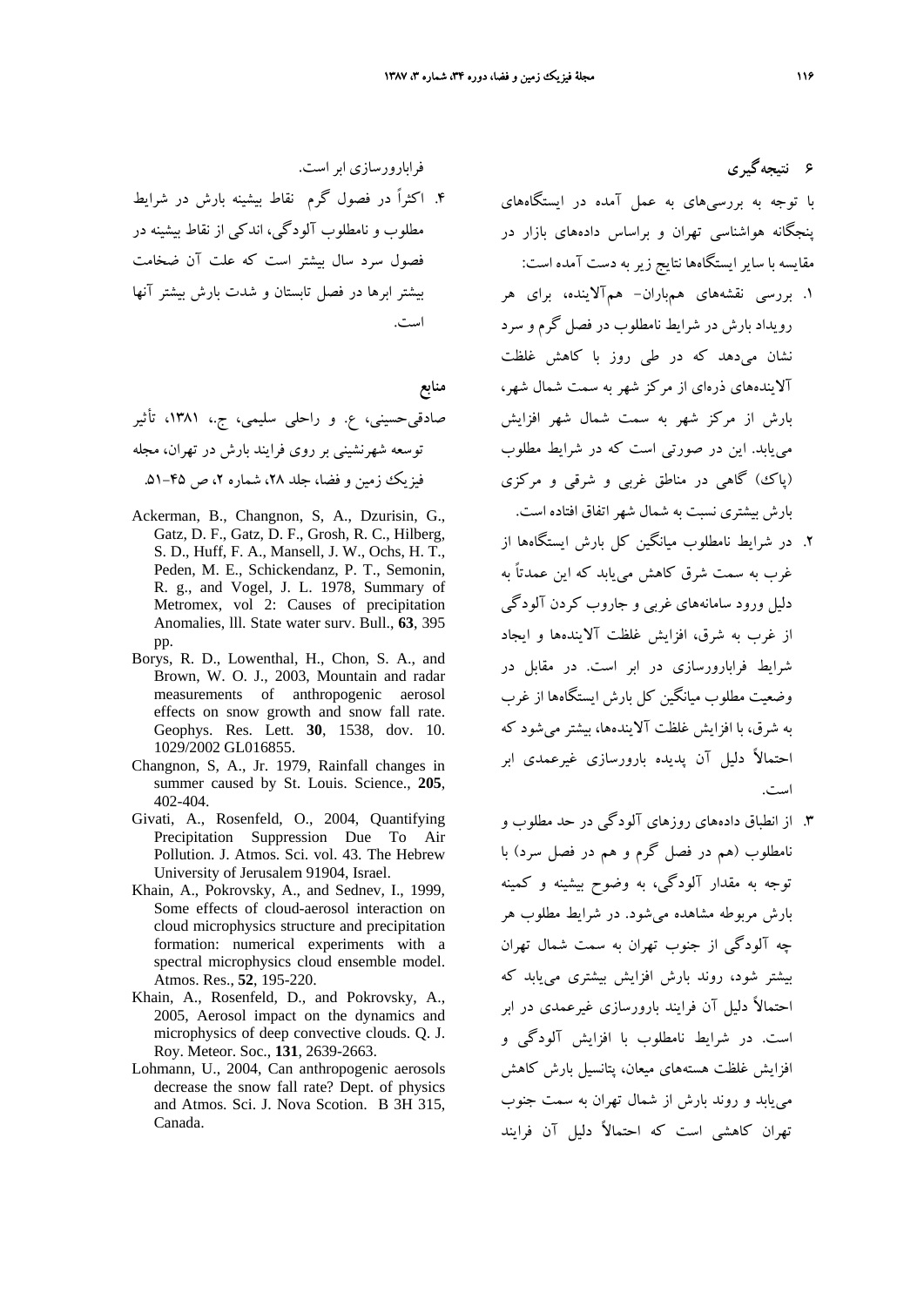## ۶ نتیجه‌گیری

با توجه به بررسی‌های به عمل آمده در ایستگاه‌های پنجگانه هواشناسی تهران و براساس داده‌های بازار در مقایسه با سایر ایستگاه‌ها نتایج زیر به دست آمده است:

۱. بررسی نقشه‌های هم‌باران- هم‌آلاینده، برای هر رویداد بارش در شرایط نامطلوب در فصل گرم و سرد نشان می‌دهد که در طی روز با کاهش غلظت آلاینده‌های ذره‌ای از مرکز شهر به سمت شمال شهر، بارش از مرکز شهر به سمت شمال شهر افزایش می‌یابد. این در صورتی است که در شرایط مطلوب (پاک) گاهی در مناطق غربی و شرقی و مرکزی بارش بیشتری نسبت به شمال شهر اتفاق افتاده است.

۲. در شرایط نامطلوب میانگین کل بارش ایستگاه‌ها از غرب به سمت شرق کاهش می‌یابد که این عمدتاً به دلیل ورود سامانه‌های غربی و جاروب کردن آلودگی از غرب به شرق، افزایش غلظت آلاینده‌ها و ایجاد شرایط فرابارورسازی در ابر است. در مقابل در وضعیت مطلوب میانگین کل بارش ایستگاه‌ها از غرب به شرق، با افزایش غلظت آلاینده‌ها، بیشتر می‌شود که احتمالاً دلیل آن پدیده بارورسازی غیرعمدی ابر است.

۳. از انطباق داده‌های روزهای آلودگی در حد مطلوب و نامطلوب (هم در فصل گرم و هم در فصل سرد) با توجه به مقدار آلودگی، به وضوح بیشینه و کمینه بارش مربوطه مشاهده می‌شود. در شرایط مطلوب هر چه آلودگی از جنوب تهران به سمت شمال تهران بیشتر شود، روند بارش افزایش بیشتری می‌یابد که احتمالاً دلیل آن فرایند بارورسازی غیرعمدی در ابر است. در شرایط نامطلوب با افزایش آلودگی و افزایش غلظت هسته‌های میعان، پتانسیل بارش کاهش می‌یابد و روند بارش از شمال تهران به سمت جنوب تهران کاهشی است که احتمالاً دلیل آن فرایند فرابارورسازی ابر است.

۴. اکثراً در فصول گرم نقاط بیشینه بارش در شرایط مطلوب و نامطلوب آلودگی، اندکی از نقاط بیشینه در فصول سرد سال بیشتر است که علت آن ضخامت بیشتر ابرها در فصل تابستان و شدت بارش بیشتر آنها است.

## منابع

صادقی‌حسینی، ع. و راحلی سلیمی، ج.، ۱۳۸۱، تأثیر توسعه شهرنشینی بر روی فرایند بارش در تهران، مجله فیزیک زمین و فضا، جلد ۲۸، شماره ۲، ص ۴۵-۵۱.

Ackerman, B., Changnon, S, A., Dzurisin, G., Gatz, D. F., Gatz, D. F., Grosh, R. C., Hilberg, S. D., Huff, F. A., Mansell, J. W., Ochs, H. T., Peden, M. E., Schickendanz, P. T., Semonin, R. g., and Vogel, J. L. 1978, Summary of Metromex, vol 2: Causes of precipitation Anomalies, lll. State water surv. Bull., **63**, 395 pp.

Borys, R. D., Lowenthal, H., Chon, S. A., and Brown, W. O. J., 2003, Mountain and radar measurements of anthropogenic aerosol effects on snow growth and snow fall rate. Geophys. Res. Lett. **30**, 1538, dov. 10. 1029/2002 GL016855.

Changnon, S, A., Jr. 1979, Rainfall changes in summer caused by St. Louis. Science., **205**, 402-404.

Givati, A., Rosenfeld, O., 2004, Quantifying Precipitation Suppression Due To Air Pollution. J. Atmos. Sci. vol. 43. The Hebrew University of Jerusalem 91904, Israel.

Khain, A., Pokrovsky, A., and Sednev, I., 1999, Some effects of cloud-aerosol interaction on cloud microphysics structure and precipitation formation: numerical experiments with a spectral microphysics cloud ensemble model. Atmos. Res., **52**, 195-220.

Khain, A., Rosenfeld, D., and Pokrovsky, A., 2005, Aerosol impact on the dynamics and microphysics of deep convective clouds. Q. J. Roy. Meteor. Soc., **131**, 2639-2663.

Lohmann, U., 2004, Can anthropogenic aerosols decrease the snow fall rate? Dept. of physics and Atmos. Sci. J. Nova Scotion. B 3H 315, Canada.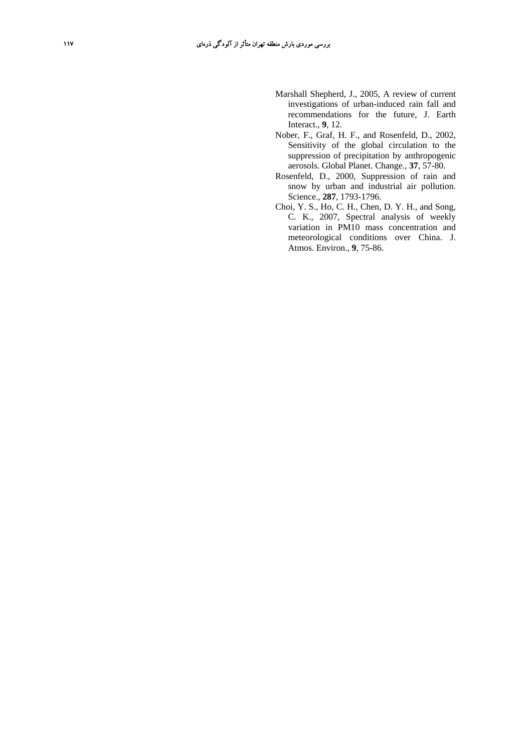Marshall Shepherd, J., 2005, A review of current investigations of urban-induced rain fall and recommendations for the future, J. Earth Interact., **9**, 12.

Nober, F., Graf, H. F., and Rosenfeld, D., 2002, Sensitivity of the global circulation to the suppression of precipitation by anthropogenic aerosols. Global Planet. Change., **37**, 57-80.

Rosenfeld, D., 2000, Suppression of rain and snow by urban and industrial air pollution. Science., **287**, 1793-1796.

Choi, Y. S., Ho, C. H., Chen, D. Y. H., and Song, C. K., 2007, Spectral analysis of weekly variation in PM10 mass concentration and meteorological conditions over China. J. Atmos. Environ., **9**, 75-86.